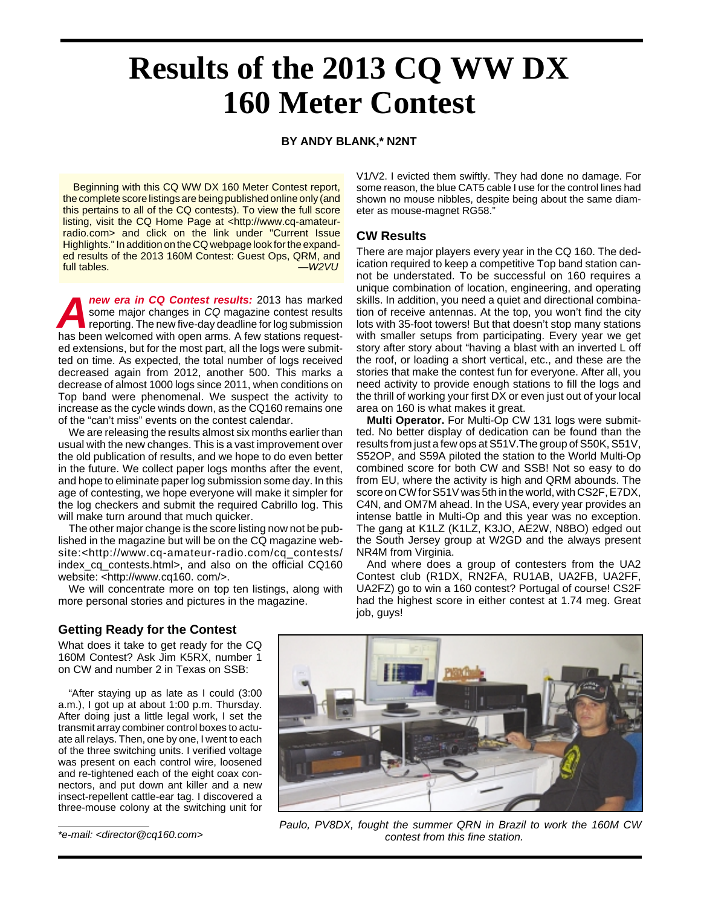# Results of the 2013 CQ WW DX 160 Meter Contest

**BY ANDY BLANK,* N2NT**

Beginning with this CQ WW DX 160 Meter Contest report, the complete score listings are being published online only (and this pertains to all of the CQ contests). To view the full score listing, visit the CQ Home Page at <http://www.cq-amateur-radio.com> and click on the link under "Current Issue Highlights." In addition on the CQ webpage look for the expanded results of the 2013 160M Contest: Guest Ops, QRM, and full tables. —*W2VU*

***A new era in CQ Contest results:*** 2013 has marked some major changes in *CQ* magazine contest results reporting. The new five-day deadline for log submission has been welcomed with open arms. A few stations requested extensions, but for the most part, all the logs were submitted on time. As expected, the total number of logs received decreased again from 2012, another 500. This marks a decrease of almost 1000 logs since 2011, when conditions on Top band were phenomenal. We suspect the activity to increase as the cycle winds down, as the CQ160 remains one of the "can't miss" events on the contest calendar.

We are releasing the results almost six months earlier than usual with the new changes. This is a vast improvement over the old publication of results, and we hope to do even better in the future. We collect paper logs months after the event, and hope to eliminate paper log submission some day. In this age of contesting, we hope everyone will make it simpler for the log checkers and submit the required Cabrillo log. This will make turn around that much quicker.

The other major change is the score listing now not be published in the magazine but will be on the CQ magazine website:<http://www.cq-amateur-radio.com/cq_contests/index_cq_contests.html>, and also on the official CQ160 website: <http://www.cq160. com/>.

We will concentrate more on top ten listings, along with more personal stories and pictures in the magazine.

## Getting Ready for the Contest

What does it take to get ready for the CQ 160M Contest? Ask Jim K5RX, number 1 on CW and number 2 in Texas on SSB:

"After staying up as late as I could (3:00 a.m.), I got up at about 1:00 p.m. Thursday. After doing just a little legal work, I set the transmit array combiner control boxes to actuate all relays. Then, one by one, I went to each of the three switching units. I verified voltage was present on each control wire, loosened and re-tightened each of the eight coax connectors, and put down ant killer and a new insect-repellent cattle-ear tag. I discovered a three-mouse colony at the switching unit for V1/V2. I evicted them swiftly. They had done no damage. For some reason, the blue CAT5 cable I use for the control lines had shown no mouse nibbles, despite being about the same diameter as mouse-magnet RG58."

## CW Results

There are major players every year in the CQ 160. The dedication required to keep a competitive Top band station cannot be understated. To be successful on 160 requires a unique combination of location, engineering, and operating skills. In addition, you need a quiet and directional combination of receive antennas. At the top, you won't find the city lots with 35-foot towers! But that doesn't stop many stations with smaller setups from participating. Every year we get story after story about "having a blast with an inverted L off the roof, or loading a short vertical, etc., and these are the stories that make the contest fun for everyone. After all, you need activity to provide enough stations to fill the logs and the thrill of working your first DX or even just out of your local area on 160 is what makes it great.

**Multi Operator.** For Multi-Op CW 131 logs were submitted. No better display of dedication can be found than the results from just a few ops at S51V.The group of S50K, S51V, S52OP, and S59A piloted the station to the World Multi-Op combined score for both CW and SSB! Not so easy to do from EU, where the activity is high and QRM abounds. The score on CW for S51V was 5th in the world, with CS2F, E7DX, C4N, and OM7M ahead. In the USA, every year provides an intense battle in Multi-Op and this year was no exception. The gang at K1LZ (K1LZ, K3JO, AE2W, N8BO) edged out the South Jersey group at W2GD and the always present NR4M from Virginia.

And where does a group of contesters from the UA2 Contest club (R1DX, RN2FA, RU1AB, UA2FB, UA2FF, UA2FZ) go to win a 160 contest? Portugal of course! CS2F had the highest score in either contest at 1.74 meg. Great job, guys!

*Paulo, PV8DX, fought the summer QRN in Brazil to work the 160M CW contest from this fine station.*

*e-mail: <director@cq160.com>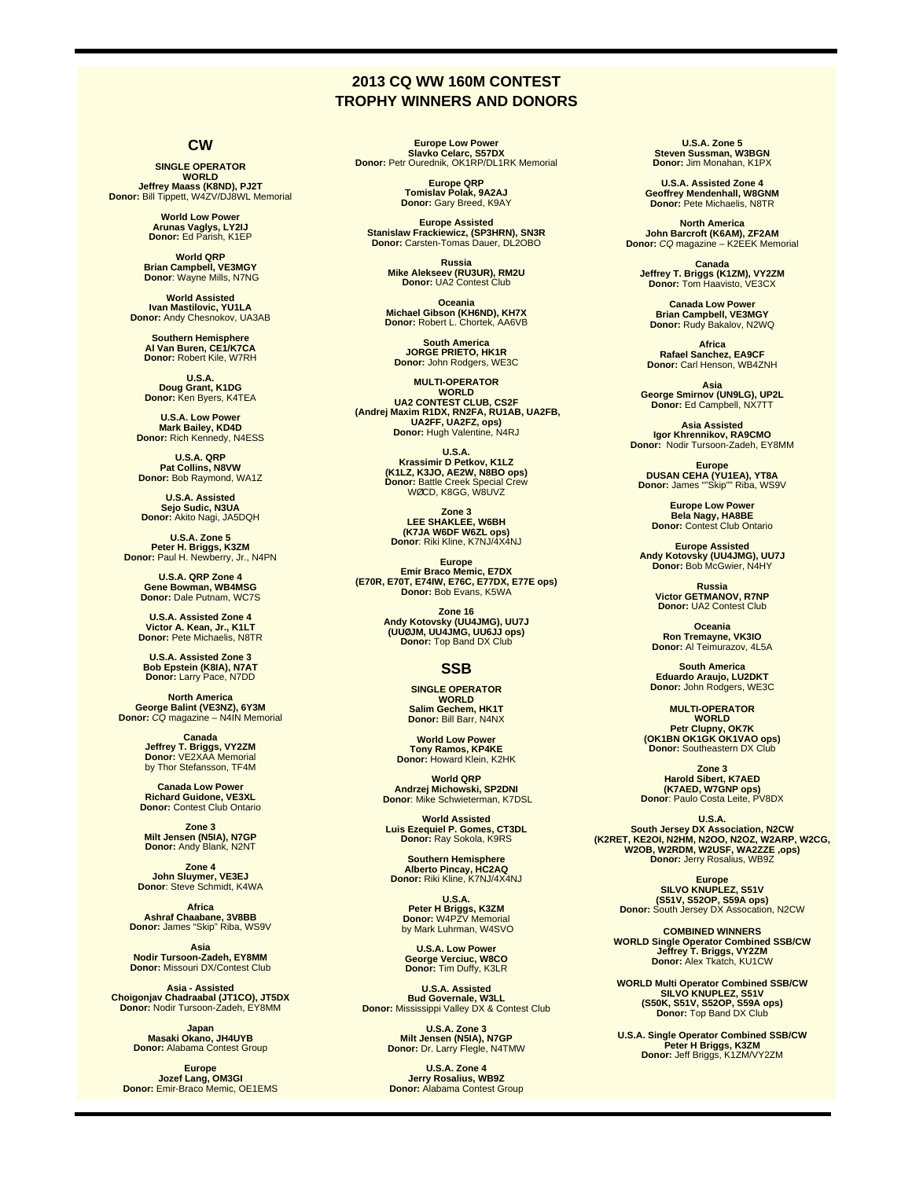# 2013 CQ WW 160M CONTEST
# TROPHY WINNERS AND DONORS

## CW

**SINGLE OPERATOR**
**WORLD**
**Jeffrey Maass (K8ND), PJ2T**
**Donor:** Bill Tippett, W4ZV/DJ8WL Memorial

**World Low Power**
**Arunas Vaglys, LY2IJ**
**Donor:** Ed Parish, K1EP

**World QRP**
**Brian Campbell, VE3MGY**
**Donor**: Wayne Mills, N7NG

**World Assisted**
**Ivan Mastilovic, YU1LA**
**Donor:** Andy Chesnokov, UA3AB

**Southern Hemisphere**
**Al Van Buren, CE1/K7CA**
**Donor:** Robert Kile, W7RH

**U.S.A.**
**Doug Grant, K1DG**
**Donor:** Ken Byers, K4TEA

**U.S.A. Low Power**
**Mark Bailey, KD4D**
**Donor:** Rich Kennedy, N4ESS

**U.S.A. QRP**
**Pat Collins, N8VW**
**Donor:** Bob Raymond, WA1Z

**U.S.A. Assisted**
**Sejo Sudic, N3UA**
**Donor:** Akito Nagi, JA5DQH

**U.S.A. Zone 5**
**Peter H. Briggs, K3ZM**
**Donor:** Paul H. Newberry, Jr., N4PN

**U.S.A. QRP Zone 4**
**Gene Bowman, WB4MSG**
**Donor:** Dale Putnam, WC7S

**U.S.A. Assisted Zone 4**
**Victor A. Kean, Jr., K1LT**
**Donor:** Pete Michaelis, N8TR

**U.S.A. Assisted Zone 3**
**Bob Epstein (K8IA), N7AT**
**Donor:** Larry Pace, N7DD

**North America**
**George Balint (VE3NZ), 6Y3M**
**Donor:** *CQ* magazine – N4IN Memorial

**Canada**
**Jeffrey T. Briggs, VY2ZM**
**Donor:** VE2XAA Memorial
by Thor Stefansson, TF4M

**Canada Low Power**
**Richard Guidone, VE3XL**
**Donor:** Contest Club Ontario

**Zone 3**
**Milt Jensen (N5IA), N7GP**
**Donor:** Andy Blank, N2NT

**Zone 4**
**John Sluymer, VE3EJ**
**Donor**: Steve Schmidt, K4WA

**Africa**
**Ashraf Chaabane, 3V8BB**
**Donor:** James "Skip" Riba, WS9V

**Asia**
**Nodir Tursoon-Zadeh, EY8MM**
**Donor:** Missouri DX/Contest Club

**Asia - Assisted**
**Choigonjav Chadraabal (JT1CO), JT5DX**
**Donor:** Nodir Tursoon-Zadeh, EY8MM

**Japan**
**Masaki Okano, JH4UYB**
**Donor:** Alabama Contest Group

**Europe**
**Jozef Lang, OM3GI**
**Donor:** Emir-Braco Memic, OE1EMS

**Europe Low Power**
**Slavko Celarc, S57DX**
**Donor:** Petr Ourednik, OK1RP/DL1RK Memorial

**Europe QRP**
**Tomislav Polak, 9A2AJ**
**Donor:** Gary Breed, K9AY

**Europe Assisted**
**Stanislaw Frackiewicz, (SP3HRN), SN3R**
**Donor:** Carsten-Tomas Dauer, DL2OBO

**Russia**
**Mike Alekseev (RU3UR), RM2U**
**Donor:** UA2 Contest Club

**Oceania**
**Michael Gibson (KH6ND), KH7X**
**Donor:** Robert L. Chortek, AA6VB

**South America**
**JORGE PRIETO, HK1R**
**Donor:** John Rodgers, WE3C

**MULTI-OPERATOR**
**WORLD**
**UA2 CONTEST CLUB, CS2F**
**(Andrej Maxim R1DX, RN2FA, RU1AB, UA2FB, UA2FF, UA2FZ, ops)**
**Donor:** Hugh Valentine, N4RJ

**U.S.A.**
**Krassimir D Petkov, K1LZ**
**(K1LZ, K3JO, AE2W, N8BO ops)**
**Donor:** Battle Creek Special Crew
WØCD, K8GG, W8UVZ

**Zone 3**
**LEE SHAKLEE, W6BH**
**(K7JA W6DF W6ZL ops)**
**Donor**: Riki Kline, K7NJ/4X4NJ

**Europe**
**Emir Braco Memic, E7DX**
**(E70R, E70T, E74IW, E76C, E77DX, E77E ops)**
**Donor:** Bob Evans, K5WA

**Zone 16**
**Andy Kotovsky (UU4JMG), UU7J**
**(UUØJM, UU4JMG, UU6JJ ops)**
**Donor:** Top Band DX Club

## SSB

**SINGLE OPERATOR**
**WORLD**
**Salim Gechem, HK1T**
**Donor:** Bill Barr, N4NX

**World Low Power**
**Tony Ramos, KP4KE**
**Donor:** Howard Klein, K2HK

**World QRP**
**Andrzej Michowski, SP2DNI**
**Donor**: Mike Schwieterman, K7DSL

**World Assisted**
**Luis Ezequiel P. Gomes, CT3DL**
**Donor:** Ray Sokola, K9RS

**Southern Hemisphere**
**Alberto Pincay, HC2AQ**
**Donor:** Riki Kline, K7NJ/4X4NJ

**U.S.A.**
**Peter H Briggs, K3ZM**
**Donor:** W4PZV Memorial
by Mark Luhrman, W4SVO

**U.S.A. Low Power**
**George Verciuc, W8CO**
**Donor:** Tim Duffy, K3LR

**U.S.A. Assisted**
**Bud Governale, W3LL**
**Donor:** Mississippi Valley DX & Contest Club

**U.S.A. Zone 3**
**Milt Jensen (N5IA), N7GP**
**Donor:** Dr. Larry Flegle, N4TMW

**U.S.A. Zone 4**
**Jerry Rosalius, WB9Z**
**Donor:** Alabama Contest Group

**U.S.A. Zone 5**
**Steven Sussman, W3BGN**
**Donor:** Jim Monahan, K1PX

**U.S.A. Assisted Zone 4**
**Geoffrey Mendenhall, W8GNM**
**Donor:** Pete Michaelis, N8TR

**North America**
**John Barcroft (K6AM), ZF2AM**
**Donor:** *CQ* magazine – K2EEK Memorial

**Canada**
**Jeffrey T. Briggs (K1ZM), VY2ZM**
**Donor:** Tom Haavisto, VE3CX

**Canada Low Power**
**Brian Campbell, VE3MGY**
**Donor:** Rudy Bakalov, N2WQ

**Africa**
**Rafael Sanchez, EA9CF**
**Donor:** Carl Henson, WB4ZNH

**Asia**
**George Smirnov (UN9LG), UP2L**
**Donor:** Ed Campbell, NX7TT

**Asia Assisted**
**Igor Khrennikov, RA9CMO**
**Donor:** Nodir Tursoon-Zadeh, EY8MM

**Europe**
**DUSAN CEHA (YU1EA), YT8A**
**Donor:** James ""Skip"" Riba, WS9V

**Europe Low Power**
**Bela Nagy, HA8BE**
**Donor:** Contest Club Ontario

**Europe Assisted**
**Andy Kotovsky (UU4JMG), UU7J**
**Donor:** Bob McGwier, N4HY

**Russia**
**Victor GETMANOV, R7NP**
**Donor:** UA2 Contest Club

**Oceania**
**Ron Tremayne, VK3IO**
**Donor:** Al Teimurazov, 4L5A

**South America**
**Eduardo Araujo, LU2DKT**
**Donor:** John Rodgers, WE3C

**MULTI-OPERATOR**
**WORLD**
**Petr Clupny, OK7K**
**(OK1BN OK1GK OK1VAO ops)**
**Donor:** Southeastern DX Club

**Zone 3**
**Harold Sibert, K7AED**
**(K7AED, W7GNP ops)**
**Donor**: Paulo Costa Leite, PV8DX

**U.S.A.**
**South Jersey DX Association, N2CW**
**(K2RET, KE2OI, N2HM, N2OO, N2OZ, W2ARP, W2CG, W2OB, W2RDM, W2USF, WA2ZZE ,ops)**
**Donor:** Jerry Rosalius, WB9Z

**Europe**
**SILVO KNUPLEZ, S51V**
**(S51V, S52OP, S59A ops)**
**Donor:** South Jersey DX Assocation, N2CW

**COMBINED WINNERS**
**WORLD Single Operator Combined SSB/CW**
**Jeffrey T. Briggs, VY2ZM**
**Donor:** Alex Tkatch, KU1CW

**WORLD Multi Operator Combined SSB/CW**
**SILVO KNUPLEZ, S51V**
**(S50K, S51V, S52OP, S59A ops)**
**Donor:** Top Band DX Club

**U.S.A. Single Operator Combined SSB/CW**
**Peter H Briggs, K3ZM**
**Donor:** Jeff Briggs, K1ZM/VY2ZM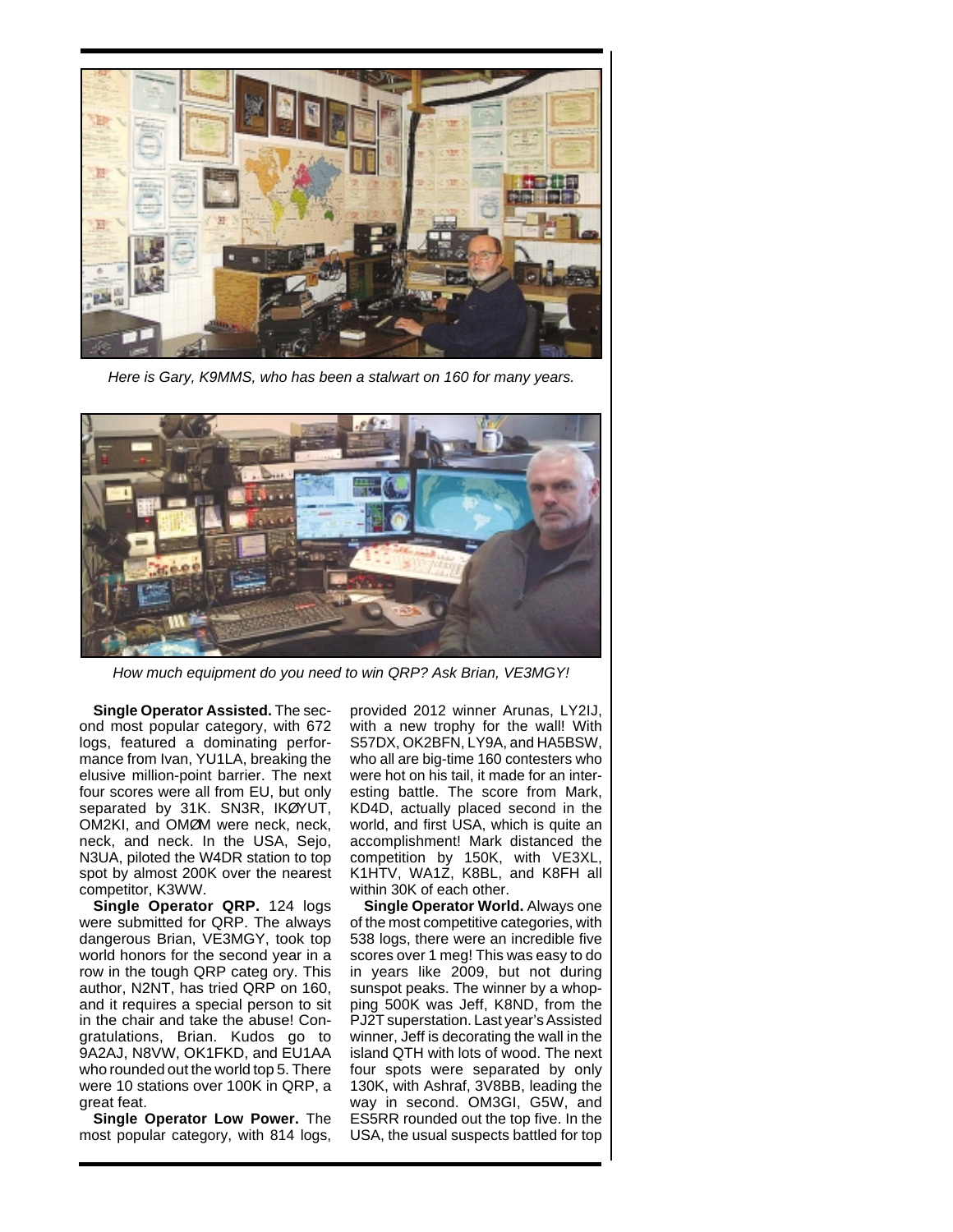*Here is Gary, K9MMS, who has been a stalwart on 160 for many years.*

*How much equipment do you need to win QRP? Ask Brian, VE3MGY!*

**Single Operator Assisted.** The second most popular category, with 672 logs, featured a dominating performance from Ivan, YU1LA, breaking the elusive million-point barrier. The next four scores were all from EU, but only separated by 31K. SN3R, IKØYUT, OM2KI, and OMØM were neck, neck, neck, and neck. In the USA, Sejo, N3UA, piloted the W4DR station to top spot by almost 200K over the nearest competitor, K3WW.

**Single Operator QRP.** 124 logs were submitted for QRP. The always dangerous Brian, VE3MGY, took top world honors for the second year in a row in the tough QRP categ ory. This author, N2NT, has tried QRP on 160, and it requires a special person to sit in the chair and take the abuse! Congratulations, Brian. Kudos go to 9A2AJ, N8VW, OK1FKD, and EU1AA who rounded out the world top 5. There were 10 stations over 100K in QRP, a great feat.

**Single Operator Low Power.** The most popular category, with 814 logs, provided 2012 winner Arunas, LY2IJ, with a new trophy for the wall! With S57DX, OK2BFN, LY9A, and HA5BSW, who all are big-time 160 contesters who were hot on his tail, it made for an interesting battle. The score from Mark, KD4D, actually placed second in the world, and first USA, which is quite an accomplishment! Mark distanced the competition by 150K, with VE3XL, K1HTV, WA1Z, K8BL, and K8FH all within 30K of each other.

**Single Operator World.** Always one of the most competitive categories, with 538 logs, there were an incredible five scores over 1 meg! This was easy to do in years like 2009, but not during sunspot peaks. The winner by a whopping 500K was Jeff, K8ND, from the PJ2T superstation. Last year's Assisted winner, Jeff is decorating the wall in the island QTH with lots of wood. The next four spots were separated by only 130K, with Ashraf, 3V8BB, leading the way in second. OM3GI, G5W, and ES5RR rounded out the top five. In the USA, the usual suspects battled for top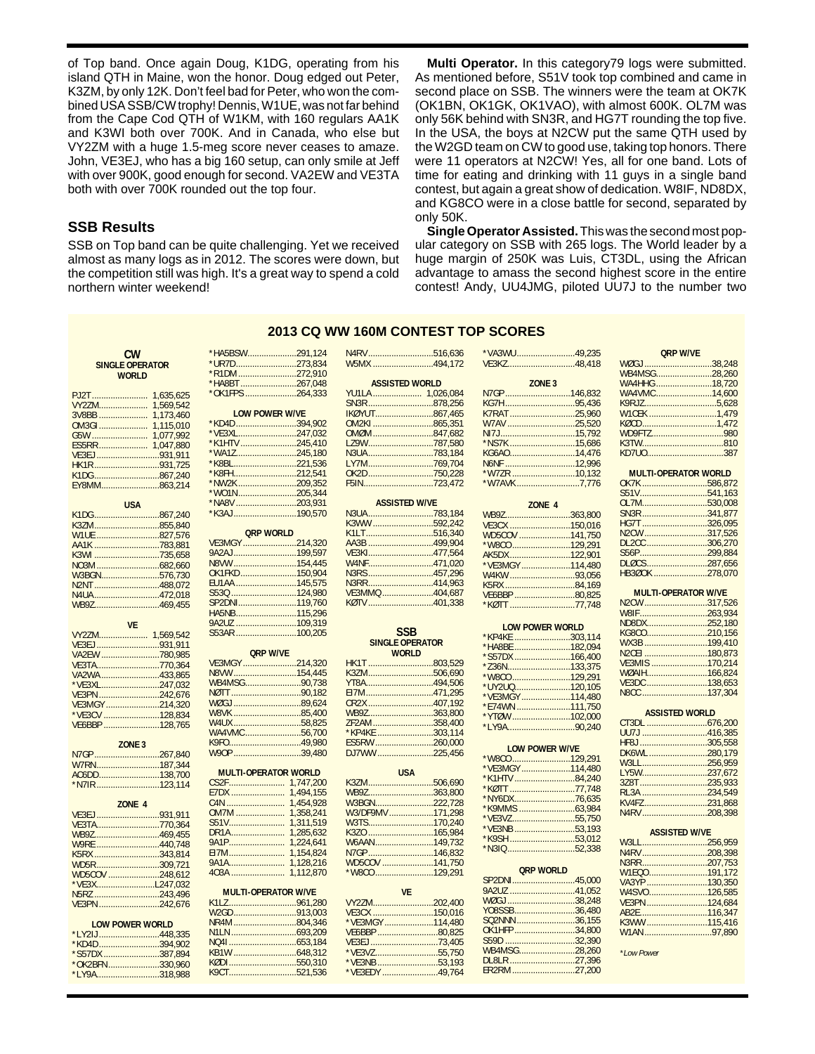of Top band. Once again Doug, K1DG, operating from his island QTH in Maine, won the honor. Doug edged out Peter, K3ZM, by only 12K. Don't feel bad for Peter, who won the combined USA SSB/CW trophy! Dennis, W1UE, was not far behind from the Cape Cod QTH of W1KM, with 160 regulars AA1K and K3WI both over 700K. And in Canada, who else but VY2ZM with a huge 1.5-meg score never ceases to amaze. John, VE3EJ, who has a big 160 setup, can only smile at Jeff with over 900K, good enough for second. VA2EW and VE3TA both with over 700K rounded out the top four.

## SSB Results

SSB on Top band can be quite challenging. Yet we received almost as many logs as in 2012. The scores were down, but the competition still was high. It's a great way to spend a cold northern winter weekend!

**Multi Operator.** In this category79 logs were submitted. As mentioned before, S51V took top combined and came in second place on SSB. The winners were the team at OK7K (OK1BN, OK1GK, OK1VAO), with almost 600K. OL7M was only 56K behind with SN3R, and HG7T rounding the top five. In the USA, the boys at N2CW put the same QTH used by the W2GD team on CW to good use, taking top honors. There were 11 operators at N2CW! Yes, all for one band. Lots of time for eating and drinking with 11 guys in a single band contest, but again a great show of dedication. W8IF, ND8DX, and KG8CO were in a close battle for second, separated by only 50K.

**Single Operator Assisted.** This was the second most popular category on SSB with 265 logs. The World leader by a huge margin of 250K was Luis, CT3DL, using the African advantage to amass the second highest score in the entire contest! Andy, UU4JMG, piloted UU7J to the number two

## 2013 CQ WW 160M CONTEST TOP SCORES

### CW

**SINGLE OPERATOR WORLD**

| | |
|---|---|
| PJ2T | 1,635,625 |
| VY2ZM | 1,569,542 |
| 3V8BB | 1,173,460 |
| OM3GI | 1,115,010 |
| G5W | 1,077,992 |
| ES5RR | 1,047,880 |
| VE3EJ | 931,911 |
| HK1R | 931,725 |
| K1DG | 867,240 |
| EY8MM | 863,214 |

**USA**

| | |
|---|---|
| K1DG | 867,240 |
| K3ZM | 855,840 |
| W1UE | 827,576 |
| AA1K | 783,881 |
| K3WI | 735,658 |
| NO3M | 682,660 |
| W3BGN | 576,730 |
| N2NT | 488,072 |
| N4UA | 472,018 |
| WB9Z | 469,455 |

**VE**

| | |
|---|---|
| VY2ZM | 1,569,542 |
| VE3EJ | 931,911 |
| VA2EW | 780,985 |
| VE3TA | 770,364 |
| VA2WA | 433,865 |
| *VE3XL | 247,032 |
| VE3PN | 242,676 |
| VE3MGY | 214,320 |
| *VE3CV | 128,834 |
| VE6BBP | 128,765 |

**ZONE 3**

| | |
|---|---|
| N7GP | 267,840 |
| W7RN | 187,344 |
| AC6DD | 138,700 |
| *N7IR | 123,114 |

**ZONE 4**

| | |
|---|---|
| VE3EJ | 931,911 |
| VE3TA | 770,364 |
| WB9Z | 469,455 |
| W9RE | 440,748 |
| K5RX | 343,814 |
| WD5R | 309,721 |
| WD5COV | 248,612 |
| *VE3X | L247,032 |
| N5RZ | 243,496 |
| VE3PN | 242,676 |

**LOW POWER WORLD**

| | |
|---|---|
| *LY2IJ | 448,335 |
| *KD4D | 394,902 |
| *S57DX | 387,894 |
| *OK2BRN | 330,960 |
| *LY9A | 318,988 |
| *HA5BSW | 291,124 |
| *UR7D | 273,834 |
| *R1DM | 272,910 |
| *HA8BT | 267,048 |
| *OK1FPS | 264,333 |

**LOW POWER W/VE**

| | |
|---|---|
| *KD4D | 394,902 |
| *VE3XL | 247,032 |
| *K1HTV | 245,410 |
| *WA1Z | 245,180 |
| *K8BL | 221,536 |
| *K8FH | 212,541 |
| *NW2K | 209,352 |
| *WO1N | 205,344 |
| *NA8V | 203,931 |
| *K3AJ | 190,570 |

**QRP WORLD**

| | |
|---|---|
| VE3MGY | 214,320 |
| 9A2AJ | 199,597 |
| N8VW | 154,445 |
| OK1FKD | 150,904 |
| EU1AA | 145,575 |
| S53Q | 124,980 |
| SP2DNI | 119,760 |
| HA5NB | 115,296 |
| 9A2UZ | 109,319 |
| S53AR | 100,205 |

**QRP W/VE**

| | |
|---|---|
| VE3MGY | 214,320 |
| N8VW | 154,445 |
| WB4MSG | 90,738 |
| NØTT | 90,182 |
| WØGJ | 89,624 |
| W8VK | 85,400 |
| W4UX | 58,825 |
| WA4VMC | 56,700 |
| K9FO | 49,980 |
| W9OP | 39,480 |

**MULTI-OPERATOR WORLD**

| | |
|---|---|
| CS2F | 1,747,200 |
| E7DX | 1,494,155 |
| C4N | 1,454,928 |
| OM7M | 1,358,241 |
| S51V | 1,311,519 |
| DR1A | 1,285,632 |
| 9A1P | 1,224,641 |
| EI7M | 1,154,824 |
| 9A1A | 1,128,216 |
| 4O3A | 1,112,870 |

**MULTI-OPERATOR W/VE**

| | |
|---|---|
| K1LZ | 961,280 |
| W2GD | 913,003 |
| NR4M | 804,346 |
| N1LN | 693,209 |
| NQ4I | 653,184 |
| KB1W | 648,312 |
| KØDI | 550,310 |
| K9CT | 521,536 |
| N4RV | 516,636 |
| W5MX | 494,172 |

**ASSISTED WORLD**

| | |
|---|---|
| YU1LA | 1,026,084 |
| SN3R | 878,256 |
| IKØYUT | 867,465 |
| OM2KI | 865,351 |
| OMØM | 847,682 |
| LZ9W | 787,580 |
| N3UA | 783,184 |
| LY7M | 769,704 |
| OK2D | 750,228 |
| F5IN | 723,472 |

**ASSISTED W/VE**

| | |
|---|---|
| N3UA | 783,184 |
| K3WW | 592,242 |
| K1LT | 516,340 |
| AA3B | 499,904 |
| VE3KI | 477,564 |
| W4NF | 471,020 |
| N3RS | 457,296 |
| N3RR | 414,963 |
| VE3MMQ | 404,687 |
| KØTV | 401,338 |

### SSB

**SINGLE OPERATOR WORLD**

| | |
|---|---|
| HK1T | 803,529 |
| K3ZM | 506,690 |
| YT8A | 494,506 |
| EI7M | 471,295 |
| CR2X | 407,192 |
| WB9Z | 363,800 |
| ZF2AM | 358,400 |
| *KP4KE | 303,114 |
| ES5RW | 260,000 |
| DJ7WW | 225,456 |

**USA**

| | |
|---|---|
| K3ZM | 506,690 |
| WB9Z | 363,800 |
| W3BGN | 222,728 |
| W3/DF9MV | 171,298 |
| W3TS | 170,240 |
| K3ZO | 165,984 |
| W6AAN | 149,732 |
| N7GP | 146,832 |
| WD5COV | 141,750 |
| *W8CO | 129,291 |

**VE**

| | |
|---|---|
| VY2ZM | 202,400 |
| VE3CX | 150,016 |
| *VE3MGY | 114,480 |
| VE6BBP | 80,825 |
| VE3EJ | 73,405 |
| *VE3VZ | 55,750 |
| *VE3NB | 53,193 |
| *VE3EDY | 49,764 |
| *VA3WU | 49,235 |
| VE3KZ | 48,418 |

**ZONE 3**

| | |
|---|---|
| N7GP | 146,832 |
| KG7H | 95,436 |
| K7RAT | 25,960 |
| W7AV | 25,520 |
| NI7J | 15,792 |
| *NS7K | 15,686 |
| KG6AO | 14,476 |
| N6NF | 12,996 |
| *W7ZR | 10,132 |
| *W7AVK | 7,776 |

**ZONE 4**

| | |
|---|---|
| WB9Z | 363,800 |
| VE3CX | 150,016 |
| WD5COV | 141,750 |
| *W8CO | 129,291 |
| AK5DX | 122,901 |
| *VE3MGY | 114,480 |
| W4KW | 93,056 |
| K5RX | 84,169 |
| VE6BBP | 80,825 |
| *KØTT | 77,748 |

**LOW POWER WORLD**

| | |
|---|---|
| *KP4KE | 303,114 |
| *HA8BE | 182,094 |
| *S57DX | 166,400 |
| *Z36N | 133,375 |
| *W8CO | 129,291 |
| *UY2UQ | 120,105 |
| *VE3MGY | 114,480 |
| *E74WN | 111,750 |
| *YTØW | 102,000 |
| *LY9A | 90,240 |

**LOW POWER W/VE**

| | |
|---|---|
| *W8CO | 129,291 |
| *VE3MGY | 114,480 |
| *K1HTV | 84,240 |
| *KØTT | 77,748 |
| *NY6DX | 76,635 |
| *K9MMS | 63,984 |
| *VE3VZ | 55,750 |
| *VE3NB | 53,193 |
| *K9SH | 53,012 |
| *N3IQ | 52,338 |

**QRP WORLD**

| | |
|---|---|
| SP2DNI | 45,000 |
| 9A2UZ | 41,052 |
| WØGJ | 38,248 |
| YO8SSB | 36,480 |
| SQ2NNN | 36,155 |
| OK1HFP | 34,800 |
| S59D | 32,390 |
| WB4MSG | 28,260 |
| DL8LR | 27,396 |
| ER2RM | 27,200 |

**QRP W/VE**

| | |
|---|---|
| WØGJ | 38,248 |
| WB4MSG | 28,260 |
| WA4HHG | 18,720 |
| WA4VMC | 14,600 |
| K9RJZ | 5,628 |
| W1CEK | 1,479 |
| KØCD | 1,472 |
| WD9FTZ | 980 |
| K3TW | 810 |
| KD7UO | 387 |

**MULTI-OPERATOR WORLD**

| | |
|---|---|
| OK7K | 586,872 |
| S51V | 541,163 |
| OL7M | 530,008 |
| SN3R | 341,877 |
| HG7T | 326,095 |
| N2CW | 317,526 |
| DL2CC | 306,270 |
| S56P | 299,884 |
| DLØCS | 287,656 |
| HB3ØOK | 278,070 |

**MULTI-OPERATOR W/VE**

| | |
|---|---|
| N2CW | 317,526 |
| W8IF | 263,934 |
| ND8DX | 252,180 |
| KG8CO | 210,156 |
| WX3B | 199,410 |
| N2CEI | 180,873 |
| VE3MIS | 170,214 |
| WØAIH | 166,824 |
| VE3DC | 138,653 |
| N8CC | 137,304 |

**ASSISTED WORLD**

| | |
|---|---|
| CT3DL | 676,200 |
| UU7J | 416,385 |
| HR8J | 305,558 |
| DK6WL | 280,179 |
| W3LL | 256,959 |
| LY5W | 237,672 |
| 3Z8T | 235,933 |
| RL3A | 234,549 |
| KV4FZ | 231,868 |
| N4RV | 208,398 |

**ASSISTED W/VE**

| | |
|---|---|
| W3LL | 256,959 |
| N4RV | 208,398 |
| N3RR | 207,753 |
| W1EQO | 191,172 |
| VA3YP | 130,350 |
| W4SVO | 126,585 |
| VE3PN | 124,684 |
| AB2E | 116,347 |
| K3WW | 115,416 |
| W1AN | 97,890 |

*Low Power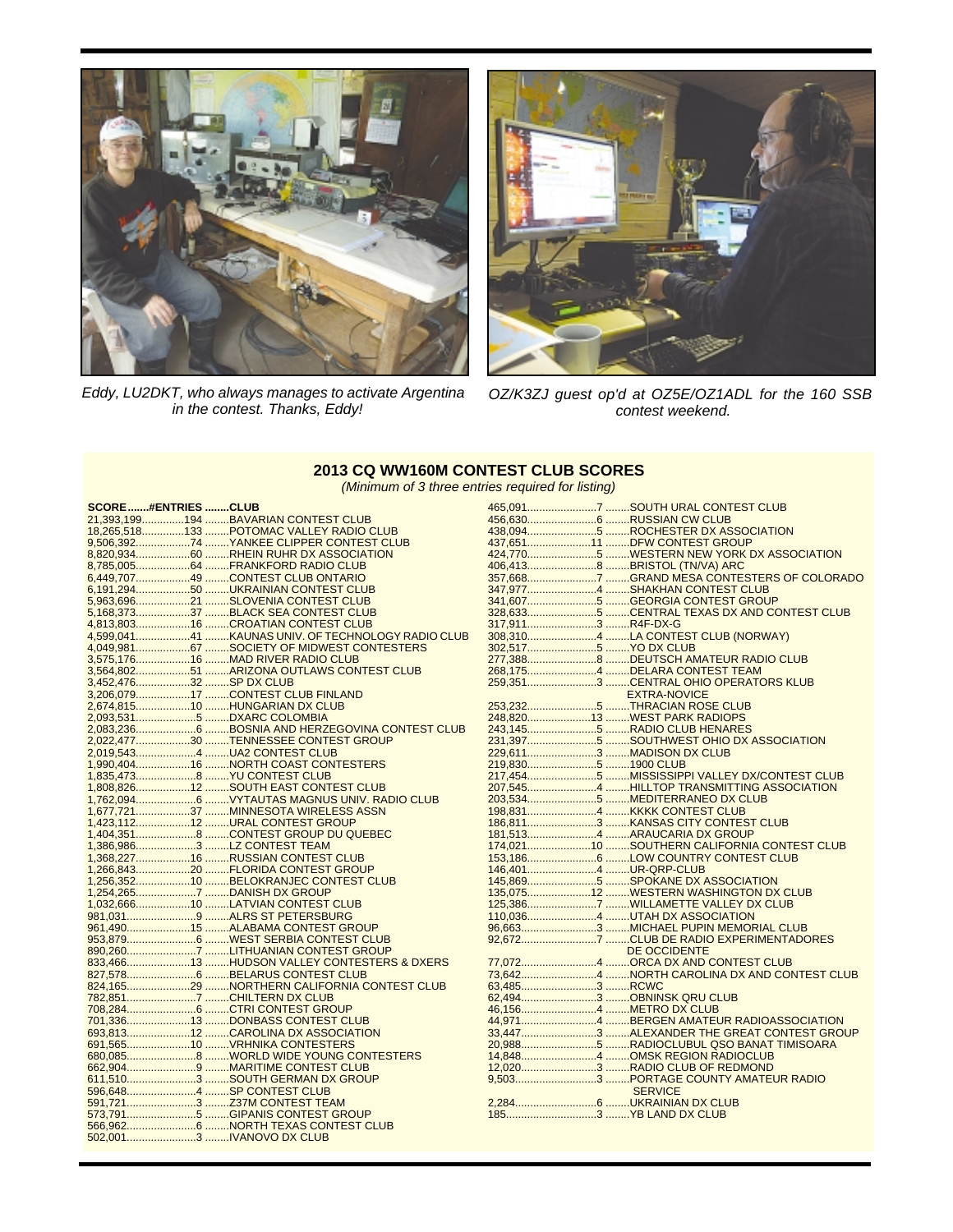Eddy, LU2DKT, who always manages to activate Argentina in the contest. Thanks, Eddy!

OZ/K3ZJ guest op'd at OZ5E/OZ1ADL for the 160 SSB contest weekend.

## 2013 CQ WW160M CONTEST CLUB SCORES

*(Minimum of 3 three entries required for listing)*

| SCORE | #ENTRIES | CLUB |
|---|---|---|
| 21,393,199 | 194 | BAVARIAN CONTEST CLUB |
| 18,265,518 | 133 | POTOMAC VALLEY RADIO CLUB |
| 9,506,392 | 74 | YANKEE CLIPPER CONTEST CLUB |
| 8,820,934 | 60 | RHEIN RUHR DX ASSOCIATION |
| 8,785,005 | 64 | FRANKFORD RADIO CLUB |
| 6,449,707 | 49 | CONTEST CLUB ONTARIO |
| 6,191,294 | 50 | UKRAINIAN CONTEST CLUB |
| 5,963,696 | 21 | SLOVENIA CONTEST CLUB |
| 5,168,373 | 37 | BLACK SEA CONTEST CLUB |
| 4,813,803 | 16 | CROATIAN CONTEST CLUB |
| 4,599,041 | 41 | KAUNAS UNIV. OF TECHNOLOGY RADIO CLUB |
| 4,049,981 | 67 | SOCIETY OF MIDWEST CONTESTERS |
| 3,575,176 | 16 | MAD RIVER RADIO CLUB |
| 3,564,802 | 51 | ARIZONA OUTLAWS CONTEST CLUB |
| 3,452,476 | 32 | SP DX CLUB |
| 3,206,079 | 17 | CONTEST CLUB FINLAND |
| 2,674,815 | 10 | HUNGARIAN DX CLUB |
| 2,093,531 | 5 | DXARC COLOMBIA |
| 2,083,236 | 6 | BOSNIA AND HERZEGOVINA CONTEST CLUB |
| 2,022,477 | 30 | TENNESSEE CONTEST GROUP |
| 2,019,543 | 4 | UA2 CONTEST CLUB |
| 1,990,404 | 16 | NORTH COAST CONTESTERS |
| 1,835,473 | 8 | YU CONTEST CLUB |
| 1,808,826 | 12 | SOUTH EAST CONTEST CLUB |
| 1,762,094 | 6 | VYTAUTAS MAGNUS UNIV. RADIO CLUB |
| 1,677,721 | 37 | MINNESOTA WIRELESS ASSN |
| 1,423,112 | 12 | URAL CONTEST GROUP |
| 1,404,351 | 8 | CONTEST GROUP DU QUEBEC |
| 1,386,986 | 3 | LZ CONTEST TEAM |
| 1,368,227 | 16 | RUSSIAN CONTEST CLUB |
| 1,266,843 | 20 | FLORIDA CONTEST GROUP |
| 1,256,352 | 10 | BELOKRANJEC CONTEST CLUB |
| 1,254,265 | 7 | DANISH DX GROUP |
| 1,032,666 | 10 | LATVIAN CONTEST CLUB |
| 981,031 | 9 | ALRS ST PETERSBURG |
| 961,490 | 15 | ALABAMA CONTEST GROUP |
| 953,879 | 6 | WEST SERBIA CONTEST CLUB |
| 890,260 | 7 | LITHUANIAN CONTEST GROUP |
| 833,466 | 13 | HUDSON VALLEY CONTESTERS & DXERS |
| 827,578 | 6 | BELARUS CONTEST CLUB |
| 824,165 | 29 | NORTHERN CALIFORNIA CONTEST CLUB |
| 782,851 | 7 | CHILTERN DX CLUB |
| 708,284 | 6 | CTRI CONTEST GROUP |
| 701,336 | 13 | DONBASS CONTEST CLUB |
| 693,813 | 12 | CAROLINA DX ASSOCIATION |
| 691,565 | 10 | VRHNIKA CONTESTERS |
| 680,085 | 8 | WORLD WIDE YOUNG CONTESTERS |
| 662,904 | 9 | MARITIME CONTEST CLUB |
| 611,510 | 3 | SOUTH GERMAN DX GROUP |
| 596,648 | 4 | SP CONTEST CLUB |
| 591,721 | 3 | Z37M CONTEST TEAM |
| 573,791 | 5 | GIPANIS CONTEST GROUP |
| 566,962 | 6 | NORTH TEXAS CONTEST CLUB |
| 502,001 | 3 | IVANOVO DX CLUB |
| 465,091 | 7 | SOUTH URAL CONTEST CLUB |
| 456,630 | 6 | RUSSIAN CW CLUB |
| 438,094 | 5 | ROCHESTER DX ASSOCIATION |
| 437,651 | 11 | DFW CONTEST GROUP |
| 424,770 | 5 | WESTERN NEW YORK DX ASSOCIATION |
| 406,413 | 8 | BRISTOL (TN/VA) ARC |
| 357,668 | 7 | GRAND MESA CONTESTERS OF COLORADO |
| 347,977 | 4 | SHAKHAN CONTEST CLUB |
| 341,607 | 5 | GEORGIA CONTEST GROUP |
| 328,633 | 5 | CENTRAL TEXAS DX AND CONTEST CLUB |
| 317,911 | 3 | R4F-DX-G |
| 308,310 | 4 | LA CONTEST CLUB (NORWAY) |
| 302,517 | 5 | YO DX CLUB |
| 277,388 | 8 | DEUTSCH AMATEUR RADIO CLUB |
| 268,175 | 4 | DELARA CONTEST TEAM |
| 259,351 | 3 | CENTRAL OHIO OPERATORS KLUB EXTRA-NOVICE |
| 253,232 | 5 | THRACIAN ROSE CLUB |
| 248,820 | 13 | WEST PARK RADIOPS |
| 243,145 | 5 | RADIO CLUB HENARES |
| 231,397 | 5 | SOUTHWEST OHIO DX ASSOCIATION |
| 229,611 | 3 | MADISON DX CLUB |
| 219,830 | 5 | 1900 CLUB |
| 217,454 | 5 | MISSISSIPPI VALLEY DX/CONTEST CLUB |
| 207,545 | 4 | HILLTOP TRANSMITTING ASSOCIATION |
| 203,534 | 5 | MEDITERRANEO DX CLUB |
| 198,831 | 4 | KKKK CONTEST CLUB |
| 186,811 | 3 | KANSAS CITY CONTEST CLUB |
| 181,513 | 4 | ARAUCARIA DX GROUP |
| 174,021 | 10 | SOUTHERN CALIFORNIA CONTEST CLUB |
| 153,186 | 6 | LOW COUNTRY CONTEST CLUB |
| 146,401 | 4 | UR-QRP-CLUB |
| 145,869 | 5 | SPOKANE DX ASSOCIATION |
| 135,075 | 12 | WESTERN WASHINGTON DX CLUB |
| 125,386 | 7 | WILLAMETTE VALLEY DX CLUB |
| 110,036 | 4 | UTAH DX ASSOCIATION |
| 96,663 | 3 | MICHAEL PUPIN MEMORIAL CLUB |
| 92,672 | 7 | CLUB DE RADIO EXPERIMENTADORES DE OCCIDENTE |
| 77,072 | 4 | ORCA DX AND CONTEST CLUB |
| 73,642 | 4 | NORTH CAROLINA DX AND CONTEST CLUB |
| 63,485 | 3 | RCWC |
| 62,494 | 3 | OBNINSK QRU CLUB |
| 46,156 | 4 | METRO DX CLUB |
| 44,971 | 4 | BERGEN AMATEUR RADIOASSOCIATION |
| 33,447 | 3 | ALEXANDER THE GREAT CONTEST GROUP |
| 20,988 | 5 | RADIOCLUBUL QSO BANAT TIMISOARA |
| 14,848 | 4 | OMSK REGION RADIOCLUB |
| 12,020 | 3 | RADIO CLUB OF REDMOND |
| 9,503 | 3 | PORTAGE COUNTY AMATEUR RADIO SERVICE |
| 2,284 | 6 | UKRAINIAN DX CLUB |
| 185 | 3 | YB LAND DX CLUB |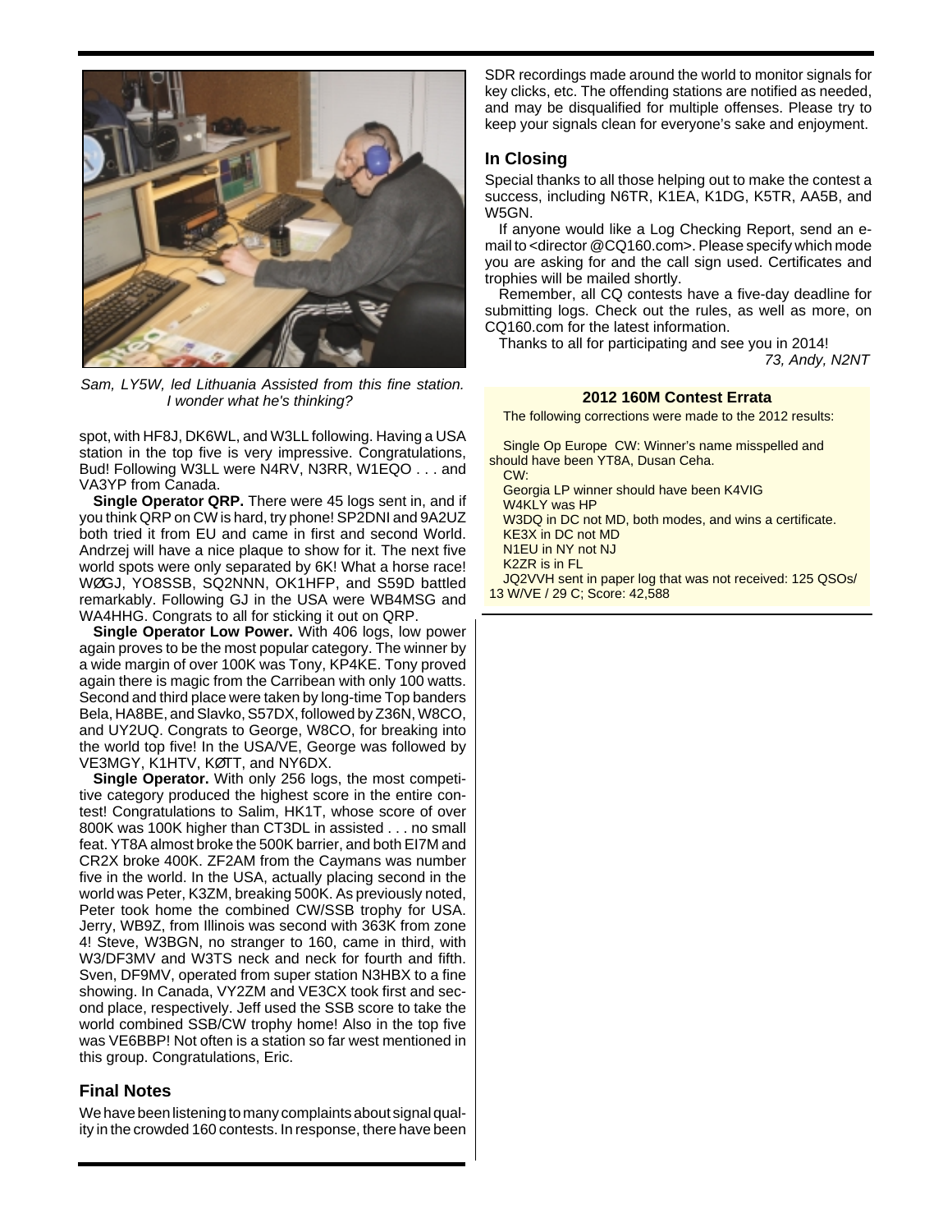Sam, LY5W, led Lithuania Assisted from this fine station. I wonder what he's thinking?

spot, with HF8J, DK6WL, and W3LL following. Having a USA station in the top five is very impressive. Congratulations, Bud! Following W3LL were N4RV, N3RR, W1EQO . . . and VA3YP from Canada.

**Single Operator QRP.** There were 45 logs sent in, and if you think QRP on CW is hard, try phone! SP2DNI and 9A2UZ both tried it from EU and came in first and second World. Andrzej will have a nice plaque to show for it. The next five world spots were only separated by 6K! What a horse race! WØGJ, YO8SSB, SQ2NNN, OK1HFP, and S59D battled remarkably. Following GJ in the USA were WB4MSG and WA4HHG. Congrats to all for sticking it out on QRP.

**Single Operator Low Power.** With 406 logs, low power again proves to be the most popular category. The winner by a wide margin of over 100K was Tony, KP4KE. Tony proved again there is magic from the Carribean with only 100 watts. Second and third place were taken by long-time Top banders Bela, HA8BE, and Slavko, S57DX, followed by Z36N, W8CO, and UY2UQ. Congrats to George, W8CO, for breaking into the world top five! In the USA/VE, George was followed by VE3MGY, K1HTV, KØTT, and NY6DX.

**Single Operator.** With only 256 logs, the most competitive category produced the highest score in the entire contest! Congratulations to Salim, HK1T, whose score of over 800K was 100K higher than CT3DL in assisted . . . no small feat. YT8A almost broke the 500K barrier, and both EI7M and CR2X broke 400K. ZF2AM from the Caymans was number five in the world. In the USA, actually placing second in the world was Peter, K3ZM, breaking 500K. As previously noted, Peter took home the combined CW/SSB trophy for USA. Jerry, WB9Z, from Illinois was second with 363K from zone 4! Steve, W3BGN, no stranger to 160, came in third, with W3/DF3MV and W3TS neck and neck for fourth and fifth. Sven, DF9MV, operated from super station N3HBX to a fine showing. In Canada, VY2ZM and VE3CX took first and second place, respectively. Jeff used the SSB score to take the world combined SSB/CW trophy home! Also in the top five was VE6BBP! Not often is a station so far west mentioned in this group. Congratulations, Eric.

## Final Notes

We have been listening to many complaints about signal quality in the crowded 160 contests. In response, there have been SDR recordings made around the world to monitor signals for key clicks, etc. The offending stations are notified as needed, and may be disqualified for multiple offenses. Please try to keep your signals clean for everyone's sake and enjoyment.

## In Closing

Special thanks to all those helping out to make the contest a success, including N6TR, K1EA, K1DG, K5TR, AA5B, and W5GN.

If anyone would like a Log Checking Report, send an e-mail to <director @CQ160.com>. Please specify which mode you are asking for and the call sign used. Certificates and trophies will be mailed shortly.

Remember, all CQ contests have a five-day deadline for submitting logs. Check out the rules, as well as more, on CQ160.com for the latest information.

Thanks to all for participating and see you in 2014!

*73, Andy, N2NT*

**2012 160M Contest Errata**

The following corrections were made to the 2012 results:

Single Op Europe CW: Winner's name misspelled and should have been YT8A, Dusan Ceha.

CW:

Georgia LP winner should have been K4VIG

W4KLY was HP

W3DQ in DC not MD, both modes, and wins a certificate.

KE3X in DC not MD

N1EU in NY not NJ

K2ZR is in FL

JQ2VVH sent in paper log that was not received: 125 QSOs/ 13 W/VE / 29 C; Score: 42,588